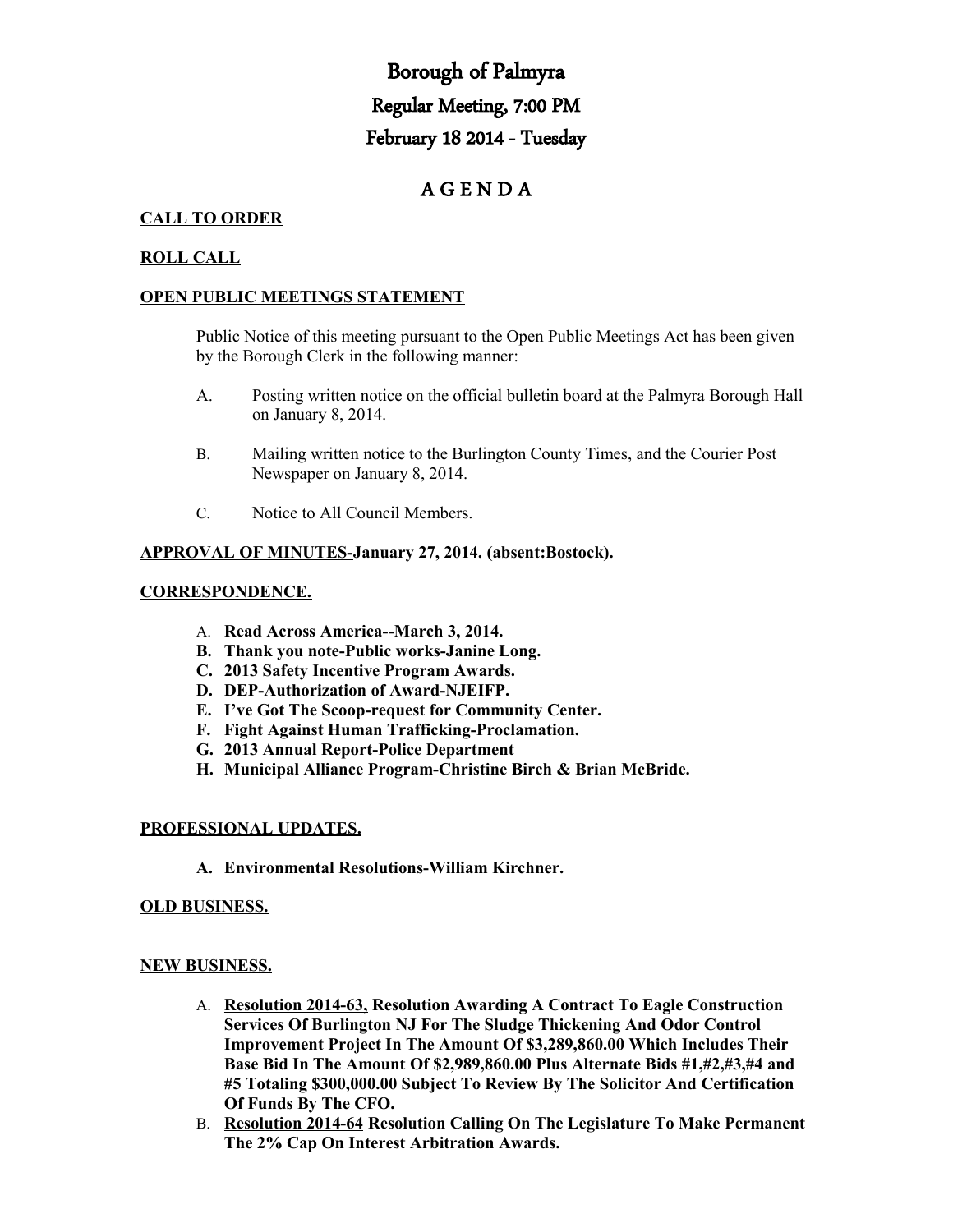# Borough of Palmyra

## Regular Meeting, 7:00 PM

## February 18 2014 - Tuesday

## A G E N D A

**CALL TO ORDER**

**ROLL CALL**

**OPEN PUBLIC MEETINGS STATEMENT**

Public Notice of this meeting pursuant to the Open Public Meetings Act has been given by the Borough Clerk in the following manner:

A. Posting written notice on the official bulletin board at the Palmyra Borough Hall on January 8, 2014.

B. Mailing written notice to the Burlington County Times, and the Courier Post Newspaper on January 8, 2014.

C. Notice to All Council Members.

**APPROVAL OF MINUTES-January 27, 2014. (absent:Bostock).**

**CORRESPONDENCE.**

A. **Read Across America--March 3, 2014.**
B. **Thank you note-Public works-Janine Long.**
C. **2013 Safety Incentive Program Awards.**
D. **DEP-Authorization of Award-NJEIFP.**
E. **I've Got The Scoop-request for Community Center.**
F. **Fight Against Human Trafficking-Proclamation.**
G. **2013 Annual Report-Police Department**
H. **Municipal Alliance Program-Christine Birch & Brian McBride.**

**PROFESSIONAL UPDATES.**

A. **Environmental Resolutions-William Kirchner.**

**OLD BUSINESS.**

**NEW BUSINESS.**

A. **Resolution 2014-63, Resolution Awarding A Contract To Eagle Construction Services Of Burlington NJ For The Sludge Thickening And Odor Control Improvement Project In The Amount Of $3,289,860.00 Which Includes Their Base Bid In The Amount Of $2,989,860.00 Plus Alternate Bids #1,#2,#3,#4 and #5 Totaling $300,000.00 Subject To Review By The Solicitor And Certification Of Funds By The CFO.**
B. **Resolution 2014-64 Resolution Calling On The Legislature To Make Permanent The 2% Cap On Interest Arbitration Awards.**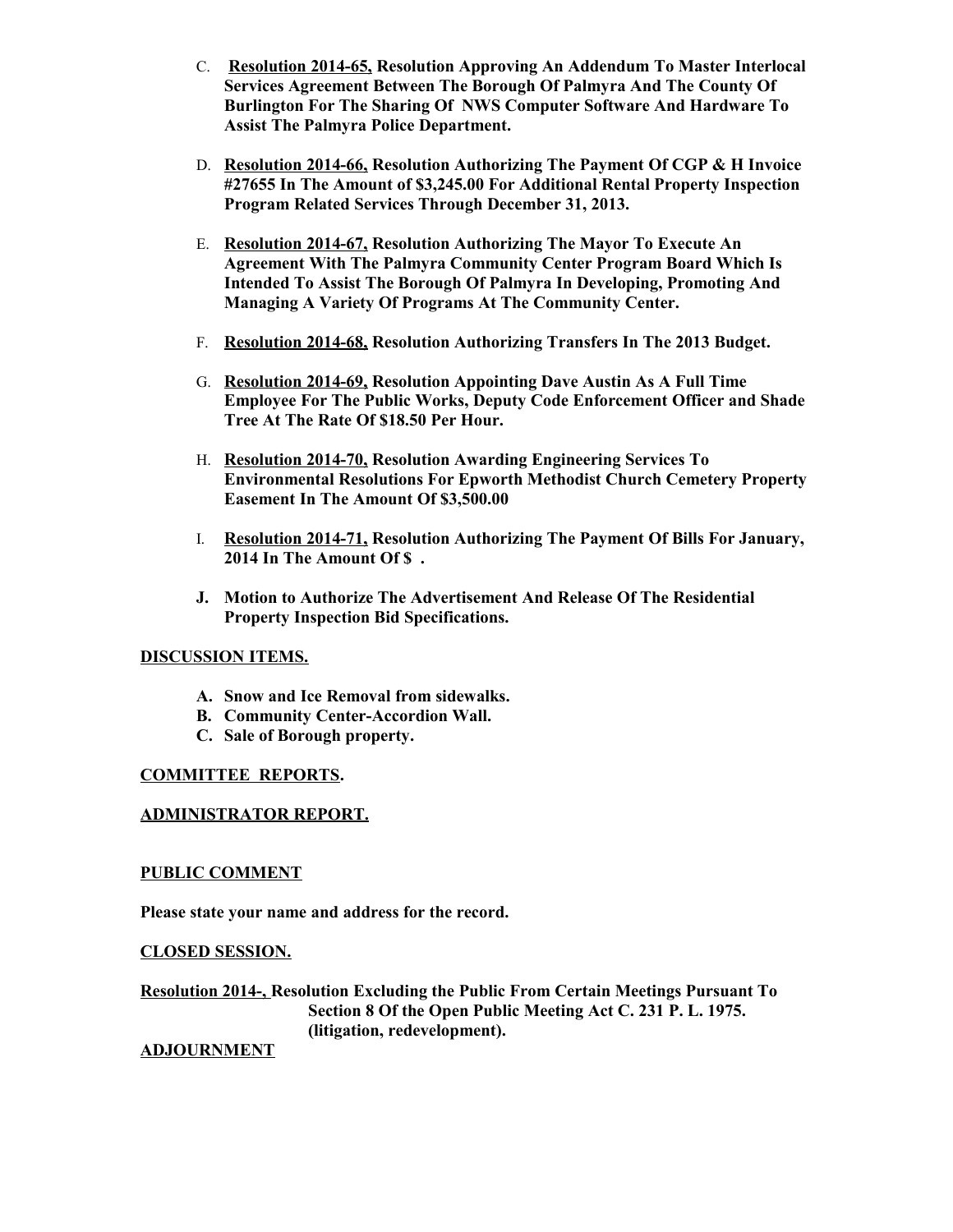C. **<u>Resolution 2014-65,</u> Resolution Approving An Addendum To Master Interlocal Services Agreement Between The Borough Of Palmyra And The County Of Burlington For The Sharing Of NWS Computer Software And Hardware To Assist The Palmyra Police Department.**

D. **<u>Resolution 2014-66,</u> Resolution Authorizing The Payment Of CGP & H Invoice #27655 In The Amount of $3,245.00 For Additional Rental Property Inspection Program Related Services Through December 31, 2013.**

E. **<u>Resolution 2014-67,</u> Resolution Authorizing The Mayor To Execute An Agreement With The Palmyra Community Center Program Board Which Is Intended To Assist The Borough Of Palmyra In Developing, Promoting And Managing A Variety Of Programs At The Community Center.**

F. **<u>Resolution 2014-68,</u> Resolution Authorizing Transfers In The 2013 Budget.**

G. **<u>Resolution 2014-69,</u> Resolution Appointing Dave Austin As A Full Time Employee For The Public Works, Deputy Code Enforcement Officer and Shade Tree At The Rate Of $18.50 Per Hour.**

H. **<u>Resolution 2014-70,</u> Resolution Awarding Engineering Services To Environmental Resolutions For Epworth Methodist Church Cemetery Property Easement In The Amount Of $3,500.00**

I. **<u>Resolution 2014-71,</u> Resolution Authorizing The Payment Of Bills For January, 2014 In The Amount Of $ .**

**J. Motion to Authorize The Advertisement And Release Of The Residential Property Inspection Bid Specifications.**

**<u>DISCUSSION ITEMS.</u>**

**A. Snow and Ice Removal from sidewalks.**
**B. Community Center-Accordion Wall.**
**C. Sale of Borough property.**

**<u>COMMITTEE REPORTS</u>.**

**<u>ADMINISTRATOR REPORT.</u>**

**<u>PUBLIC COMMENT</u>**

**Please state your name and address for the record.**

**<u>CLOSED SESSION.</u>**

**<u>Resolution 2014-,</u> Resolution Excluding the Public From Certain Meetings Pursuant To Section 8 Of the Open Public Meeting Act C. 231 P. L. 1975. (litigation, redevelopment).**

**<u>ADJOURNMENT</u>**